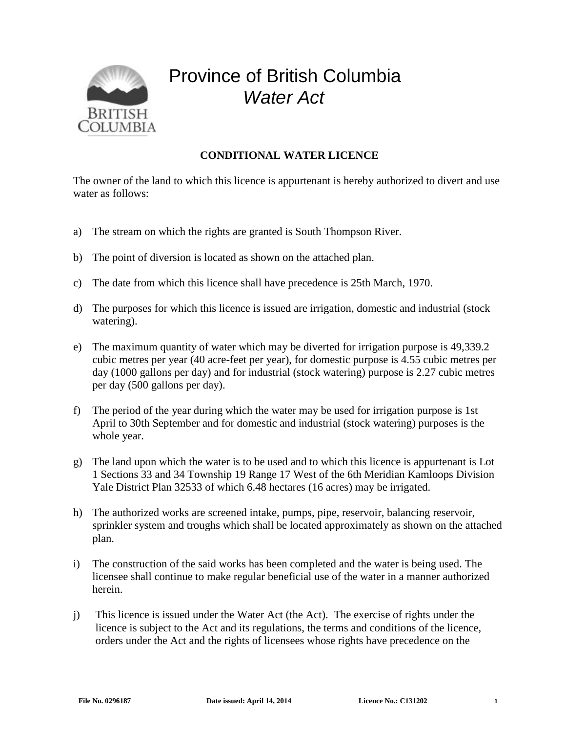# Province of British Columbia
## *Water Act*

**CONDITIONAL WATER LICENCE**

The owner of the land to which this licence is appurtenant is hereby authorized to divert and use water as follows:

a) The stream on which the rights are granted is South Thompson River.

b) The point of diversion is located as shown on the attached plan.

c) The date from which this licence shall have precedence is 25th March, 1970.

d) The purposes for which this licence is issued are irrigation, domestic and industrial (stock watering).

e) The maximum quantity of water which may be diverted for irrigation purpose is 49,339.2 cubic metres per year (40 acre-feet per year), for domestic purpose is 4.55 cubic metres per day (1000 gallons per day) and for industrial (stock watering) purpose is 2.27 cubic metres per day (500 gallons per day).

f) The period of the year during which the water may be used for irrigation purpose is 1st April to 30th September and for domestic and industrial (stock watering) purposes is the whole year.

g) The land upon which the water is to be used and to which this licence is appurtenant is Lot 1 Sections 33 and 34 Township 19 Range 17 West of the 6th Meridian Kamloops Division Yale District Plan 32533 of which 6.48 hectares (16 acres) may be irrigated.

h) The authorized works are screened intake, pumps, pipe, reservoir, balancing reservoir, sprinkler system and troughs which shall be located approximately as shown on the attached plan.

i) The construction of the said works has been completed and the water is being used. The licensee shall continue to make regular beneficial use of the water in a manner authorized herein.

j) This licence is issued under the Water Act (the Act). The exercise of rights under the licence is subject to the Act and its regulations, the terms and conditions of the licence, orders under the Act and the rights of licensees whose rights have precedence on the

**File No. 0296187** **Date issued: April 14, 2014** **Licence No.: C131202**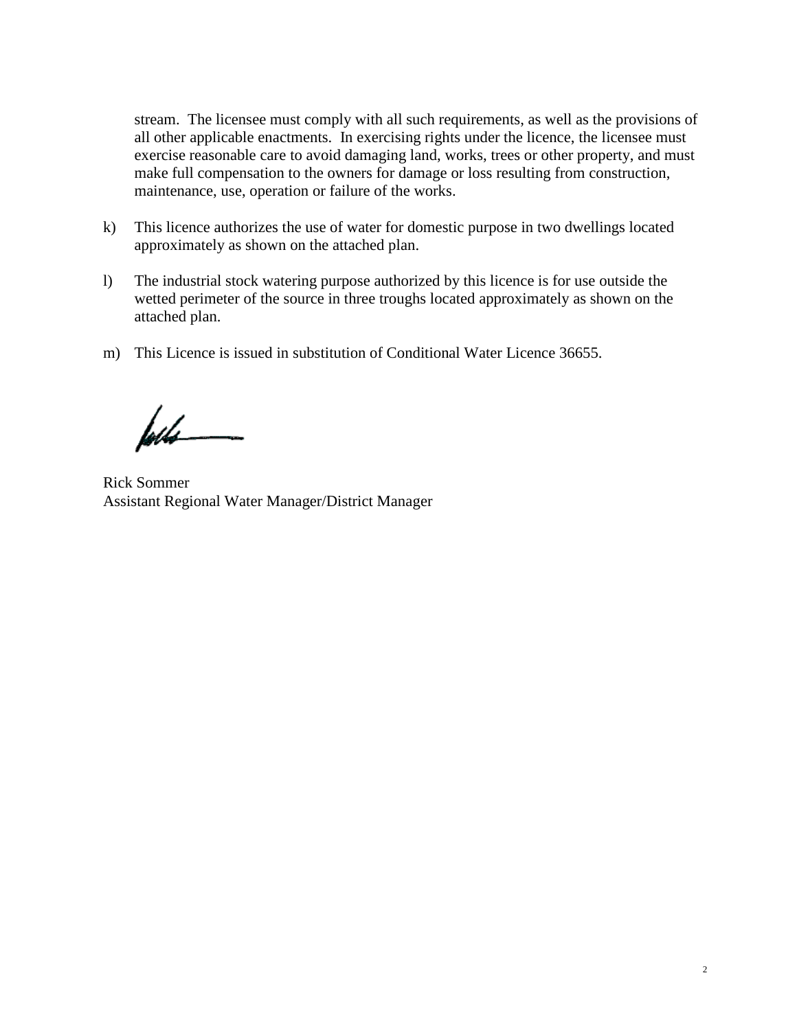stream. The licensee must comply with all such requirements, as well as the provisions of all other applicable enactments. In exercising rights under the licence, the licensee must exercise reasonable care to avoid damaging land, works, trees or other property, and must make full compensation to the owners for damage or loss resulting from construction, maintenance, use, operation or failure of the works.

k) This licence authorizes the use of water for domestic purpose in two dwellings located approximately as shown on the attached plan.

l) The industrial stock watering purpose authorized by this licence is for use outside the wetted perimeter of the source in three troughs located approximately as shown on the attached plan.

m) This Licence is issued in substitution of Conditional Water Licence 36655.

Rick Sommer
Assistant Regional Water Manager/District Manager